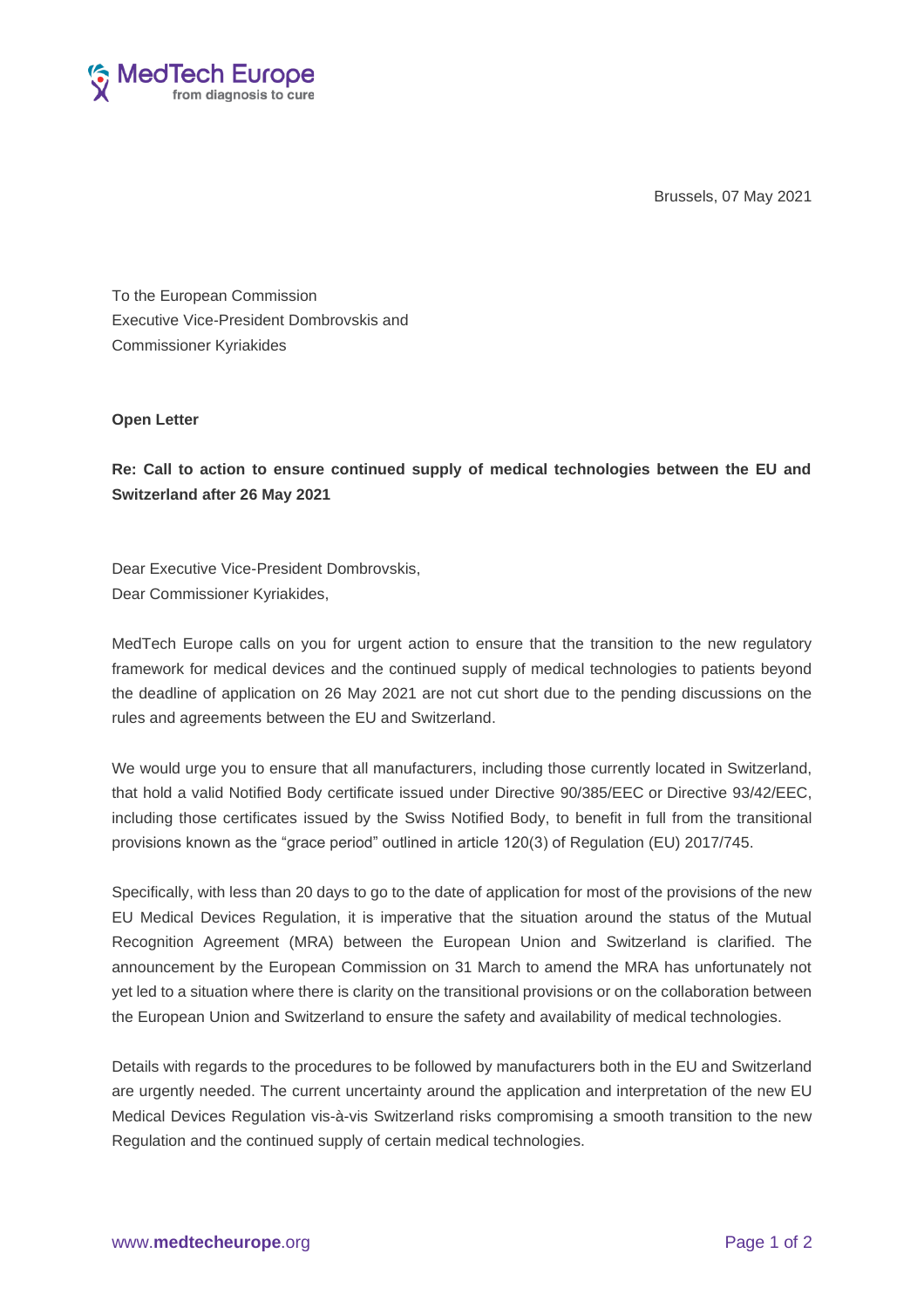Brussels, 07 May 2021

To the European Commission
Executive Vice-President Dombrovskis and
Commissioner Kyriakides

**Open Letter**

**Re: Call to action to ensure continued supply of medical technologies between the EU and Switzerland after 26 May 2021**

Dear Executive Vice-President Dombrovskis,
Dear Commissioner Kyriakides,

MedTech Europe calls on you for urgent action to ensure that the transition to the new regulatory framework for medical devices and the continued supply of medical technologies to patients beyond the deadline of application on 26 May 2021 are not cut short due to the pending discussions on the rules and agreements between the EU and Switzerland.

We would urge you to ensure that all manufacturers, including those currently located in Switzerland, that hold a valid Notified Body certificate issued under Directive 90/385/EEC or Directive 93/42/EEC, including those certificates issued by the Swiss Notified Body, to benefit in full from the transitional provisions known as the "grace period" outlined in article 120(3) of Regulation (EU) 2017/745.

Specifically, with less than 20 days to go to the date of application for most of the provisions of the new EU Medical Devices Regulation, it is imperative that the situation around the status of the Mutual Recognition Agreement (MRA) between the European Union and Switzerland is clarified. The announcement by the European Commission on 31 March to amend the MRA has unfortunately not yet led to a situation where there is clarity on the transitional provisions or on the collaboration between the European Union and Switzerland to ensure the safety and availability of medical technologies.

Details with regards to the procedures to be followed by manufacturers both in the EU and Switzerland are urgently needed. The current uncertainty around the application and interpretation of the new EU Medical Devices Regulation vis-à-vis Switzerland risks compromising a smooth transition to the new Regulation and the continued supply of certain medical technologies.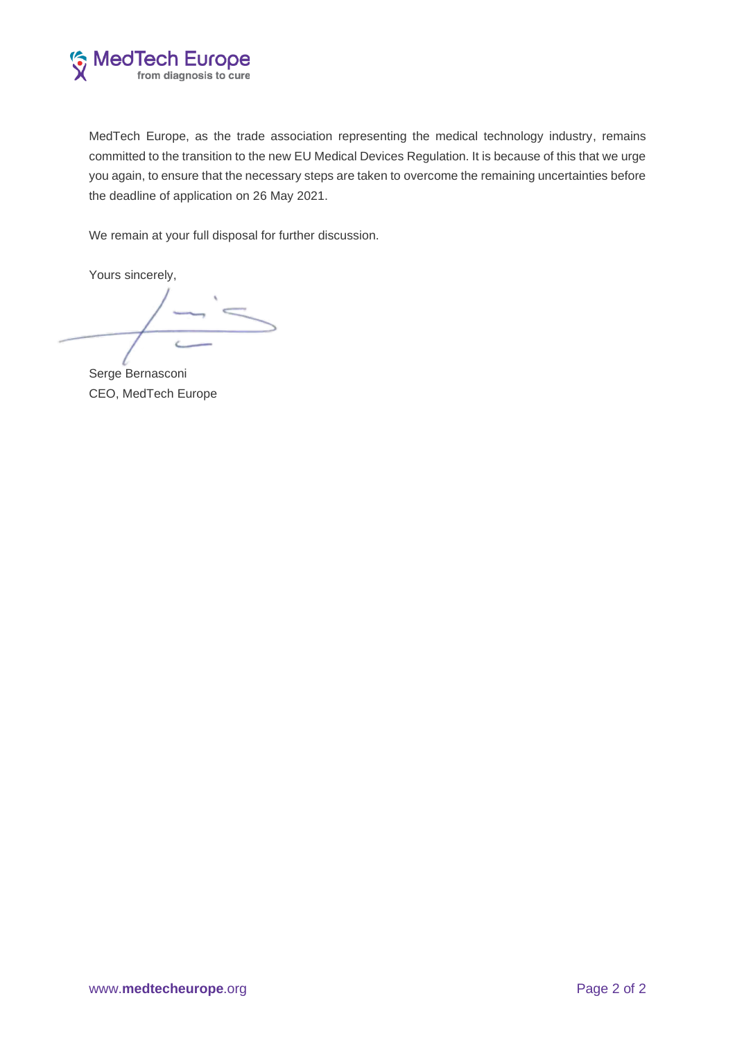MedTech Europe, as the trade association representing the medical technology industry, remains committed to the transition to the new EU Medical Devices Regulation. It is because of this that we urge you again, to ensure that the necessary steps are taken to overcome the remaining uncertainties before the deadline of application on 26 May 2021.

We remain at your full disposal for further discussion.

Yours sincerely,

Serge Bernasconi
CEO, MedTech Europe